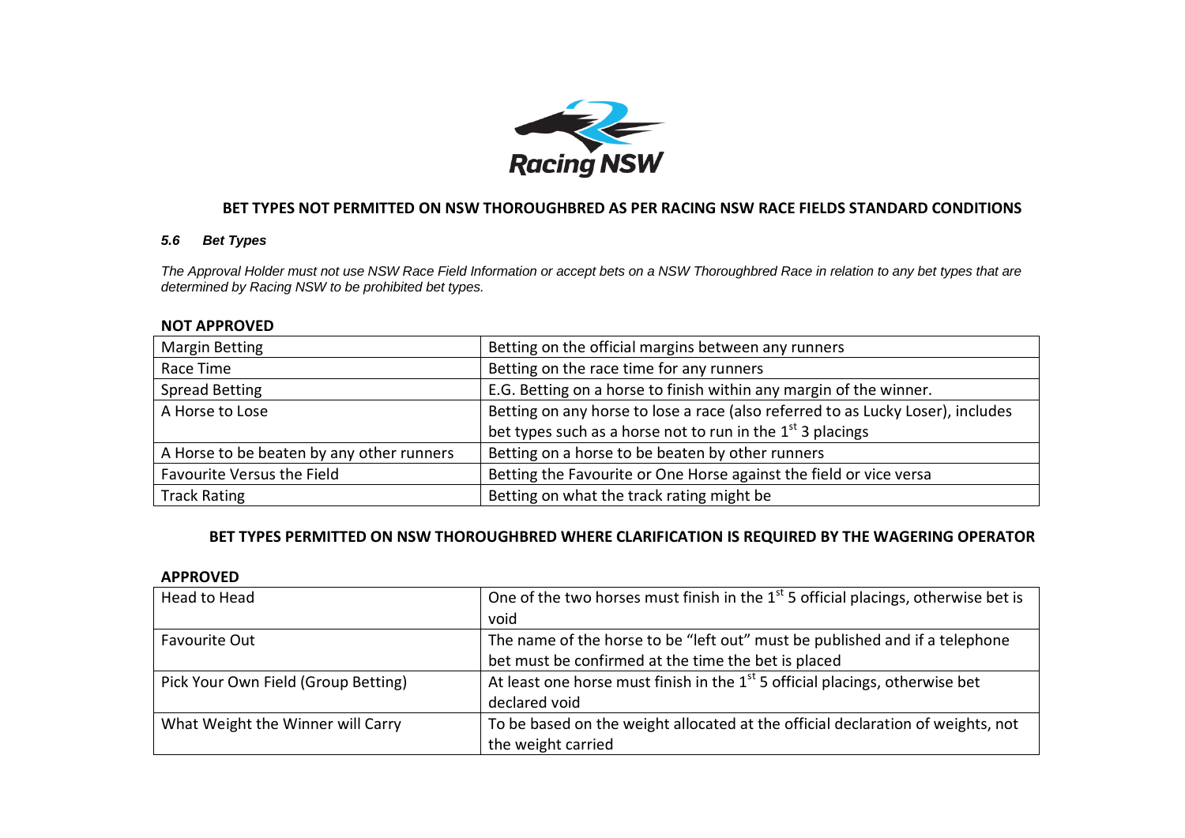## BET TYPES NOT PERMITTED ON NSW THOROUGHBRED AS PER RACING NSW RACE FIELDS STANDARD CONDITIONS

### *5.6 Bet Types*

*The Approval Holder must not use NSW Race Field Information or accept bets on a NSW Thoroughbred Race in relation to any bet types that are determined by Racing NSW to be prohibited bet types.*

**NOT APPROVED**

| | |
|---|---|
| Margin Betting | Betting on the official margins between any runners |
| Race Time | Betting on the race time for any runners |
| Spread Betting | E.G. Betting on a horse to finish within any margin of the winner. |
| A Horse to Lose | Betting on any horse to lose a race (also referred to as Lucky Loser), includes bet types such as a horse not to run in the 1st 3 placings |
| A Horse to be beaten by any other runners | Betting on a horse to be beaten by other runners |
| Favourite Versus the Field | Betting the Favourite or One Horse against the field or vice versa |
| Track Rating | Betting on what the track rating might be |

## BET TYPES PERMITTED ON NSW THOROUGHBRED WHERE CLARIFICATION IS REQUIRED BY THE WAGERING OPERATOR

**APPROVED**

| | |
|---|---|
| Head to Head | One of the two horses must finish in the 1st 5 official placings, otherwise bet is void |
| Favourite Out | The name of the horse to be "left out" must be published and if a telephone bet must be confirmed at the time the bet is placed |
| Pick Your Own Field (Group Betting) | At least one horse must finish in the 1st 5 official placings, otherwise bet declared void |
| What Weight the Winner will Carry | To be based on the weight allocated at the official declaration of weights, not the weight carried |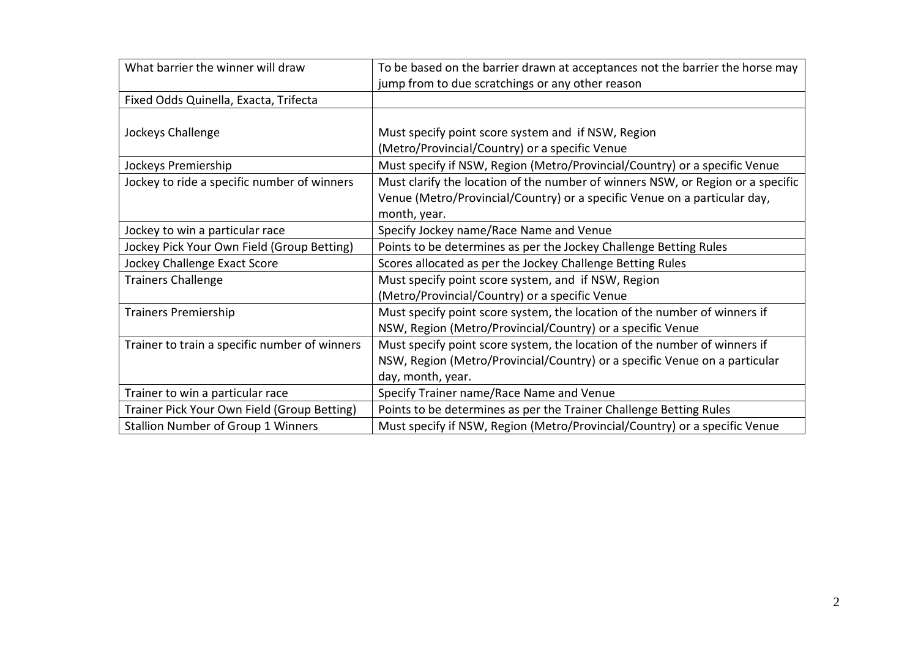| | |
|---|---|
| What barrier the winner will draw | To be based on the barrier drawn at acceptances not the barrier the horse may jump from to due scratchings or any other reason |
| Fixed Odds Quinella, Exacta, Trifecta | |
| Jockeys Challenge | Must specify point score system and if NSW, Region (Metro/Provincial/Country) or a specific Venue |
| Jockeys Premiership | Must specify if NSW, Region (Metro/Provincial/Country) or a specific Venue |
| Jockey to ride a specific number of winners | Must clarify the location of the number of winners NSW, or Region or a specific Venue (Metro/Provincial/Country) or a specific Venue on a particular day, month, year. |
| Jockey to win a particular race | Specify Jockey name/Race Name and Venue |
| Jockey Pick Your Own Field (Group Betting) | Points to be determines as per the Jockey Challenge Betting Rules |
| Jockey Challenge Exact Score | Scores allocated as per the Jockey Challenge Betting Rules |
| Trainers Challenge | Must specify point score system, and if NSW, Region (Metro/Provincial/Country) or a specific Venue |
| Trainers Premiership | Must specify point score system, the location of the number of winners if NSW, Region (Metro/Provincial/Country) or a specific Venue |
| Trainer to train a specific number of winners | Must specify point score system, the location of the number of winners if NSW, Region (Metro/Provincial/Country) or a specific Venue on a particular day, month, year. |
| Trainer to win a particular race | Specify Trainer name/Race Name and Venue |
| Trainer Pick Your Own Field (Group Betting) | Points to be determines as per the Trainer Challenge Betting Rules |
| Stallion Number of Group 1 Winners | Must specify if NSW, Region (Metro/Provincial/Country) or a specific Venue |